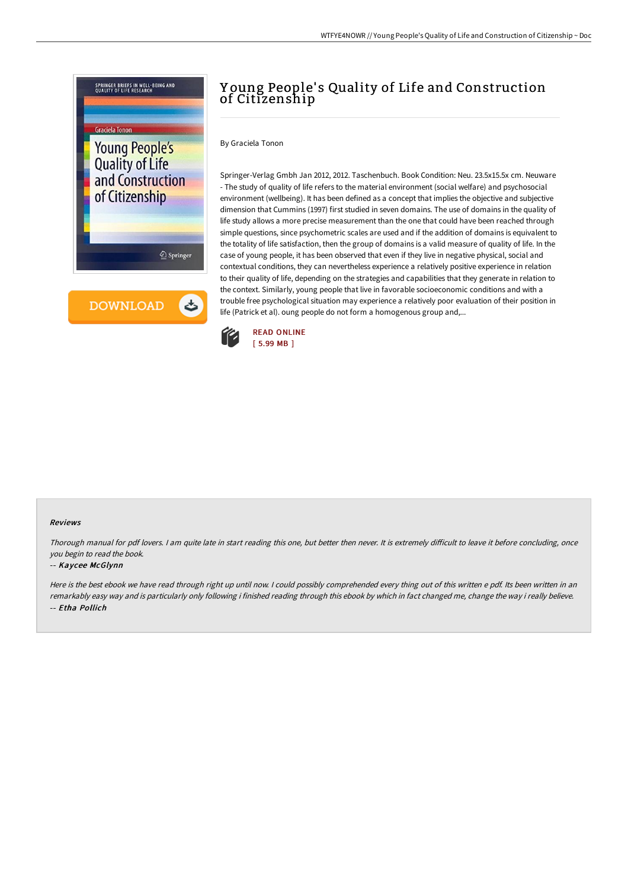# Young People's Quality of Life and Construction of Citizenship

By Graciela Tonon

Springer-Verlag Gmbh Jan 2012, 2012. Taschenbuch. Book Condition: Neu. 23.5x15.5x cm. Neuware - The study of quality of life refers to the material environment (social welfare) and psychosocial environment (wellbeing). It has been defined as a concept that implies the objective and subjective dimension that Cummins (1997) first studied in seven domains. The use of domains in the quality of life study allows a more precise measurement than the one that could have been reached through simple questions, since psychometric scales are used and if the addition of domains is equivalent to the totality of life satisfaction, then the group of domains is a valid measure of quality of life. In the case of young people, it has been observed that even if they live in negative physical, social and contextual conditions, they can nevertheless experience a relatively positive experience in relation to their quality of life, depending on the strategies and capabilities that they generate in relation to the context. Similarly, young people that live in favorable socioeconomic conditions and with a trouble free psychological situation may experience a relatively poor evaluation of their position in life (Patrick et al). oung people do not form a homogenous group and,...

READ ONLINE
[ 5.99 MB ]

## Reviews

*Thorough manual for pdf lovers. I am quite late in start reading this one, but better then never. It is extremely difficult to leave it before concluding, once you begin to read the book.*

-- ***Kaycee McGlynn***

*Here is the best ebook we have read through right up until now. I could possibly comprehended every thing out of this written e pdf. Its been written in an remarkably easy way and is particularly only following i finished reading through this ebook by which in fact changed me, change the way i really believe.*

-- ***Etha Pollich***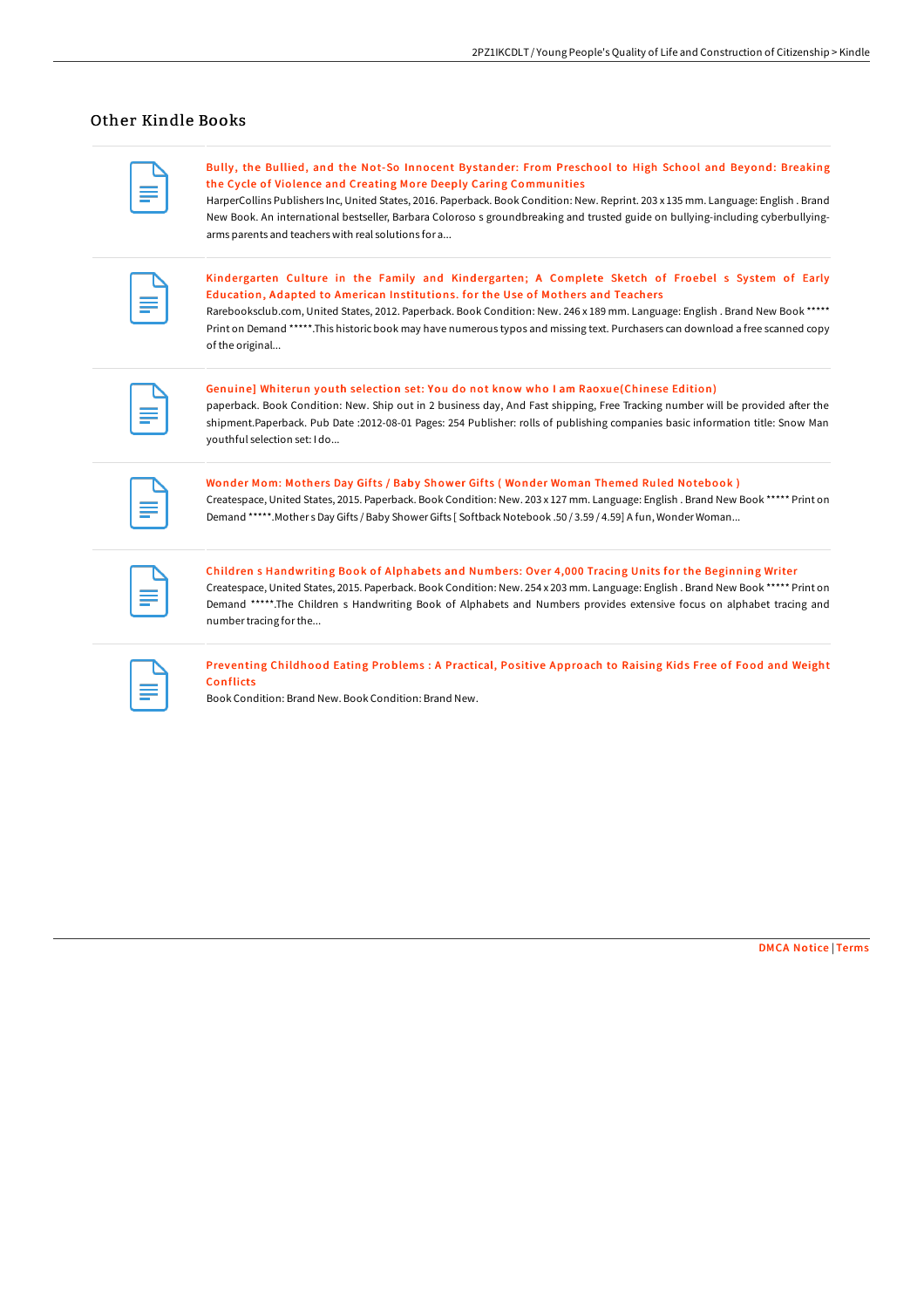## Other Kindle Books

**Bully, the Bullied, and the Not-So Innocent Bystander: From Preschool to High School and Beyond: Breaking the Cycle of Violence and Creating More Deeply Caring Communities**

HarperCollins Publishers Inc, United States, 2016. Paperback. Book Condition: New. Reprint. 203 x 135 mm. Language: English . Brand New Book. An international bestseller, Barbara Coloroso s groundbreaking and trusted guide on bullying-including cyberbullying-arms parents and teachers with real solutions for a...

**Kindergarten Culture in the Family and Kindergarten; A Complete Sketch of Froebel s System of Early Education, Adapted to American Institutions. for the Use of Mothers and Teachers**

Rarebooksclub.com, United States, 2012. Paperback. Book Condition: New. 246 x 189 mm. Language: English . Brand New Book ***** Print on Demand *****.This historic book may have numerous typos and missing text. Purchasers can download a free scanned copy of the original...

**Genuine] Whiterun youth selection set: You do not know who I am Raoxue(Chinese Edition)**

paperback. Book Condition: New. Ship out in 2 business day, And Fast shipping, Free Tracking number will be provided after the shipment.Paperback. Pub Date :2012-08-01 Pages: 254 Publisher: rolls of publishing companies basic information title: Snow Man youthful selection set: I do...

**Wonder Mom: Mothers Day Gifts / Baby Shower Gifts ( Wonder Woman Themed Ruled Notebook )**

Createspace, United States, 2015. Paperback. Book Condition: New. 203 x 127 mm. Language: English . Brand New Book ***** Print on Demand *****.Mother s Day Gifts / Baby Shower Gifts [ Softback Notebook .50 / 3.59 / 4.59] A fun, Wonder Woman...

**Children s Handwriting Book of Alphabets and Numbers: Over 4,000 Tracing Units for the Beginning Writer**

Createspace, United States, 2015. Paperback. Book Condition: New. 254 x 203 mm. Language: English . Brand New Book ***** Print on Demand *****.The Children s Handwriting Book of Alphabets and Numbers provides extensive focus on alphabet tracing and number tracing for the...

**Preventing Childhood Eating Problems : A Practical, Positive Approach to Raising Kids Free of Food and Weight Conflicts**

Book Condition: Brand New. Book Condition: Brand New.